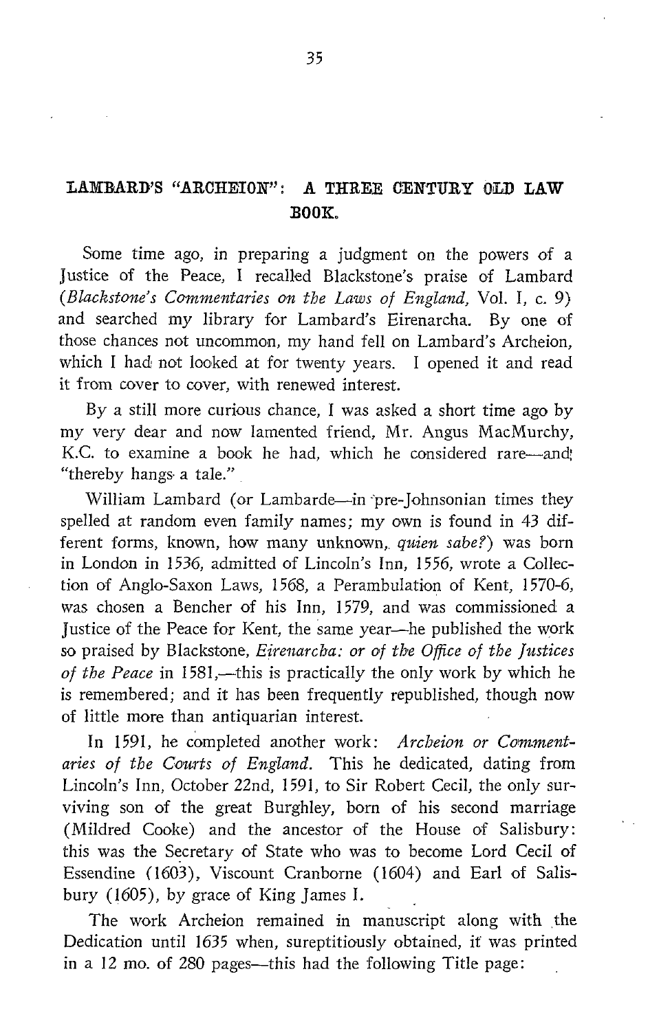# LAMBARD'S "ARCHEION": A THREE CENTURY OLD LAW BOOK.

Some time ago, in preparing a judgment on the powers of a Justice of the Peace, I recalled Blackstone's praise of Lambard (*Blackstone's Commentaries on the Laws of England,* Vol. I, c. 9) and searched my library for Lambard's Eirenarcha. By one of those chances not uncommon, my hand fell on Lambard's Archeion, which I had not looked at for twenty years. I opened it and read it from cover to cover, with renewed interest.

By a still more curious chance, I was asked a short time ago by my very dear and now lamented friend, Mr. Angus MacMurchy, K.C. to examine a book he had, which he considered rare—and "thereby hangs a tale."

William Lambard (or Lambarde—in pre-Johnsonian times they spelled at random even family names; my own is found in 43 different forms, known, how many unknown, *quien sabe?*) was born in London in 1536, admitted of Lincoln's Inn, 1556, wrote a Collection of Anglo-Saxon Laws, 1568, a Perambulation of Kent, 1570-6, was chosen a Bencher of his Inn, 1579, and was commissioned a Justice of the Peace for Kent, the same year—he published the work so praised by Blackstone, *Eirenarcha: or of the Office of the Justices of the Peace* in 1581,—this is practically the only work by which he is remembered; and it has been frequently republished, though now of little more than antiquarian interest.

In 1591, he completed another work: *Archeion or Commentaries of the Courts of England.* This he dedicated, dating from Lincoln's Inn, October 22nd, 1591, to Sir Robert Cecil, the only surviving son of the great Burghley, born of his second marriage (Mildred Cooke) and the ancestor of the House of Salisbury: this was the Secretary of State who was to become Lord Cecil of Essendine (1603), Viscount Cranborne (1604) and Earl of Salisbury (1605), by grace of King James I.

The work Archeion remained in manuscript along with the Dedication until 1635 when, sureptitiously obtained, it was printed in a 12 mo. of 280 pages—this had the following Title page: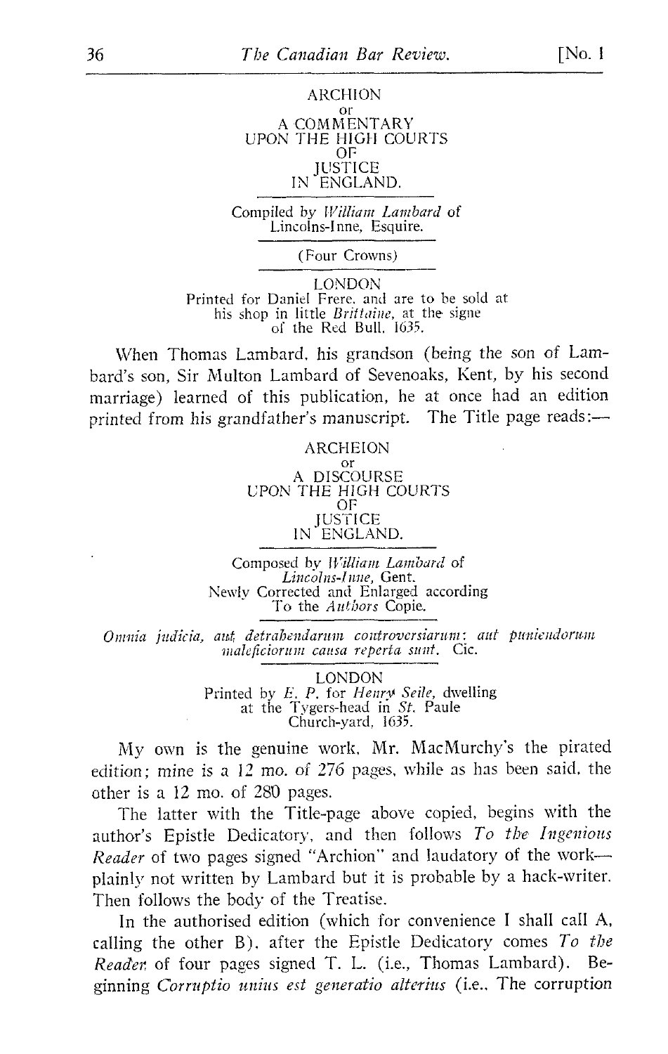ARCHION
or
A COMMENTARY
UPON THE HIGH COURTS
OF
JUSTICE
IN ENGLAND.

Compiled by *William Lambard* of
Lincolns-Inne, Esquire.

(Four Crowns)

LONDON
Printed for Daniel Frere, and are to be sold at
his shop in little *Brittaine*, at the signe
of the Red Bull. 1635.

When Thomas Lambard, his grandson (being the son of Lambard's son, Sir Multon Lambard of Sevenoaks, Kent, by his second marriage) learned of this publication, he at once had an edition printed from his grandfather's manuscript. The Title page reads:—

ARCHEION
or
A DISCOURSE
UPON THE HIGH COURTS
OF
JUSTICE
IN ENGLAND.

Composed by *William Lambard* of
*Lincolns-Inne*, Gent.
Newly Corrected and Enlarged according
To the *Authors* Copie.

*Omnia judicia, aut detrahendarum controversiarum: aut puniendorum maleficiorum causa reperta sunt.* Cic.

LONDON
Printed by *E. P.* for *Henry Seile*, dwelling
at the Tygers-head in *St.* Paule
Church-yard, 1635.

My own is the genuine work, Mr. MacMurchy's the pirated edition; mine is a 12 mo. of 276 pages, while as has been said, the other is a 12 mo. of 280 pages.

The latter with the Title-page above copied, begins with the author's Epistle Dedicatory, and then follows *To the Ingenious Reader* of two pages signed "Archion" and laudatory of the work—plainly not written by Lambard but it is probable by a hack-writer. Then follows the body of the Treatise.

In the authorised edition (which for convenience I shall call A, calling the other B), after the Epistle Dedicatory comes *To the Reader* of four pages signed T. L. (i.e., Thomas Lambard). Beginning *Corruptio unius est generatio alterius* (i.e., The corruption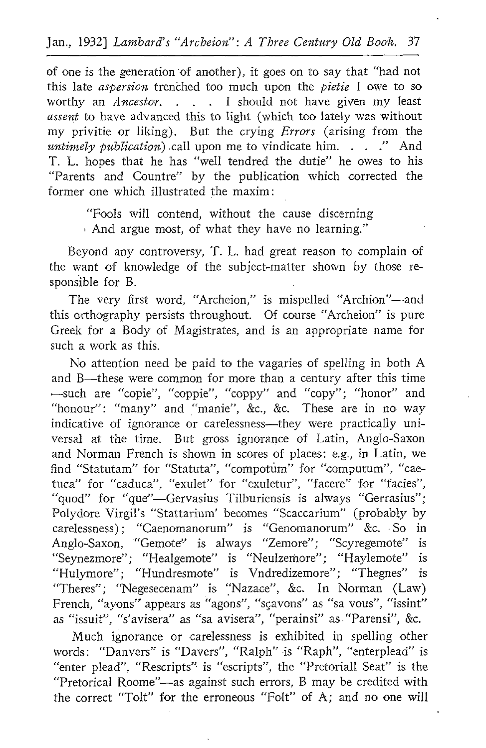of one is the generation of another), it goes on to say that "had not this late *aspersion* trenched too much upon the *pietie* I owe to so worthy an *Ancestor*. . . . I should not have given my least *assent* to have advanced this to light (which too lately was without my privitie or liking). But the crying *Errors* (arising from the *untimely publication*) call upon me to vindicate him. . . ." And T. L. hopes that he has "well tendred the dutie" he owes to his "Parents and Countre" by the publication which corrected the former one which illustrated the maxim:

> "Fools will contend, without the cause discerning
> And argue most, of what they have no learning."

Beyond any controversy, T. L. had great reason to complain of the want of knowledge of the subject-matter shown by those responsible for B.

The very first word, "Archeion," is mispelled "Archion"—and this orthography persists throughout. Of course "Archeion" is pure Greek for a Body of Magistrates, and is an appropriate name for such a work as this.

No attention need be paid to the vagaries of spelling in both A and B—these were common for more than a century after this time—such are "copie", "coppie", "coppy" and "copy"; "honor" and "honour": "many" and "manie", &c., &c. These are in no way indicative of ignorance or carelessness—they were practically universal at the time. But gross ignorance of Latin, Anglo-Saxon and Norman French is shown in scores of places: e.g., in Latin, we find "Statutam" for "Statuta", "compotum" for "computum", "caetuca" for "caduca", "exulet" for "exuletur", "facere" for "facies", "quod" for "que"—Gervasius Tilburiensis is always "Gerrasius"; Polydore Virgil's "Stattarium' becomes "Scaccarium" (probably by carelessness); "Caenomanorum" is "Genomanorum" &c. So in Anglo-Saxon, "Gemote" is always "Zemore"; "Scyregemote" is "Seynezmore"; "Healgemote" is "Neulzemore"; "Haylemote" is "Hulymore"; "Hundresmote" is Vndredizemore"; "Thegnes" is "Theres"; "Negesecenam" is "Nazace", &c. In Norman (Law) French, "ayons" appears as "agons", "sçavons" as "sa vous", "issint" as "issuit", "s'avisera" as "sa avisera", "perainsi" as "Parensi", &c.

Much ignorance or carelessness is exhibited in spelling other words: "Danvers" is "Davers", "Ralph" is "Raph", "enterplead" is "enter plead", "Rescripts" is "escripts", the "Pretoriall Seat" is the "Pretorical Roome"—as against such errors, B may be credited with the correct "Tolt" for the erroneous "Folt" of A; and no one will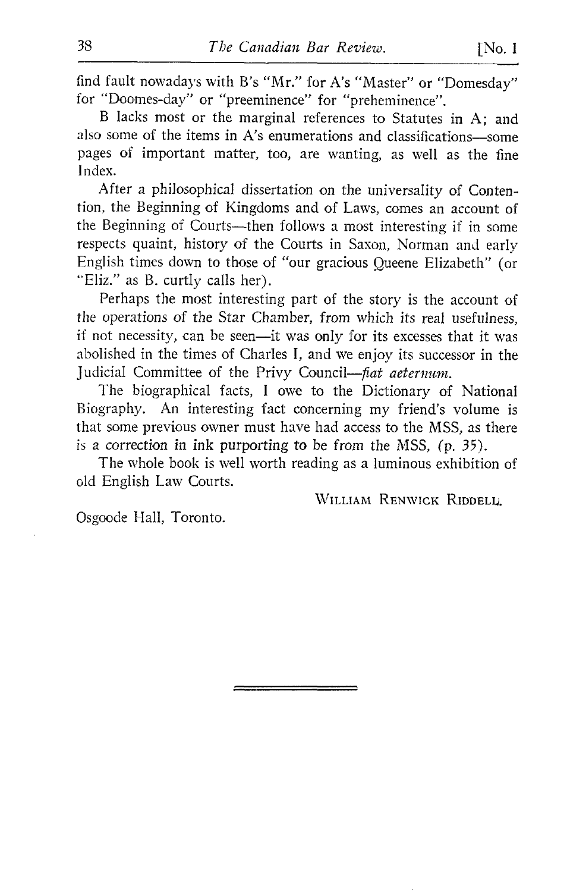find fault nowadays with B's "Mr." for A's "Master" or "Domesday" for "Doomes-day" or "preeminence" for "preheminence".

B lacks most or the marginal references to Statutes in A; and also some of the items in A's enumerations and classifications—some pages of important matter, too, are wanting, as well as the fine Index.

After a philosophical dissertation on the universality of Contention, the Beginning of Kingdoms and of Laws, comes an account of the Beginning of Courts—then follows a most interesting if in some respects quaint, history of the Courts in Saxon, Norman and early English times down to those of "our gracious Queene Elizabeth" (or "Eliz." as B. curtly calls her).

Perhaps the most interesting part of the story is the account of the operations of the Star Chamber, from which its real usefulness, if not necessity, can be seen—it was only for its excesses that it was abolished in the times of Charles I, and we enjoy its successor in the Judicial Committee of the Privy Council—*fiat aeternum*.

The biographical facts, I owe to the Dictionary of National Biography. An interesting fact concerning my friend's volume is that some previous owner must have had access to the MSS, as there is a correction in ink purporting to be from the MSS, (p. 35).

The whole book is well worth reading as a luminous exhibition of old English Law Courts.

WILLIAM RENWICK RIDDELL.

Osgoode Hall, Toronto.